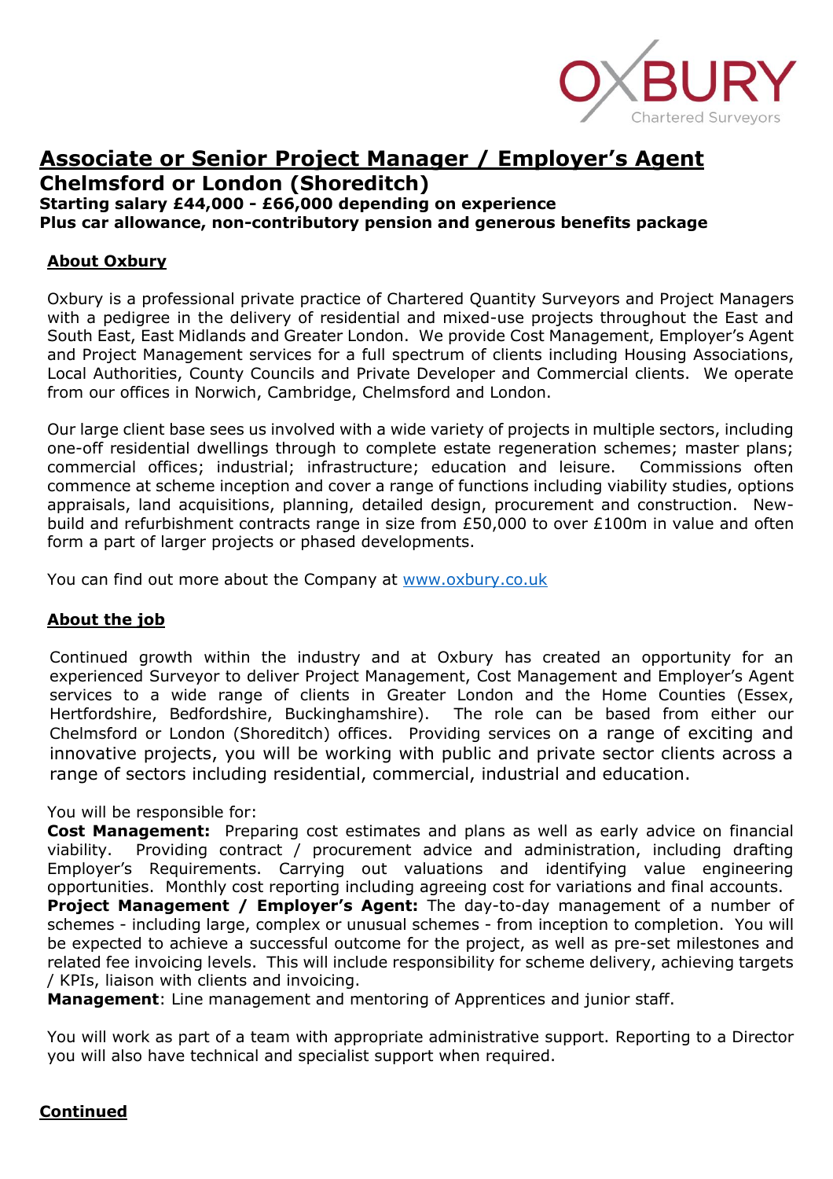OXBURY Chartered Surveyors

# Associate or Senior Project Manager / Employer's Agent

## Chelmsford or London (Shoreditch)

**Starting salary £44,000 - £66,000 depending on experience**
**Plus car allowance, non-contributory pension and generous benefits package**

### About Oxbury

Oxbury is a professional private practice of Chartered Quantity Surveyors and Project Managers with a pedigree in the delivery of residential and mixed-use projects throughout the East and South East, East Midlands and Greater London. We provide Cost Management, Employer's Agent and Project Management services for a full spectrum of clients including Housing Associations, Local Authorities, County Councils and Private Developer and Commercial clients. We operate from our offices in Norwich, Cambridge, Chelmsford and London.

Our large client base sees us involved with a wide variety of projects in multiple sectors, including one-off residential dwellings through to complete estate regeneration schemes; master plans; commercial offices; industrial; infrastructure; education and leisure. Commissions often commence at scheme inception and cover a range of functions including viability studies, options appraisals, land acquisitions, planning, detailed design, procurement and construction. New-build and refurbishment contracts range in size from £50,000 to over £100m in value and often form a part of larger projects or phased developments.

You can find out more about the Company at [www.oxbury.co.uk](www.oxbury.co.uk)

### About the job

Continued growth within the industry and at Oxbury has created an opportunity for an experienced Surveyor to deliver Project Management, Cost Management and Employer's Agent services to a wide range of clients in Greater London and the Home Counties (Essex, Hertfordshire, Bedfordshire, Buckinghamshire). The role can be based from either our Chelmsford or London (Shoreditch) offices. Providing services on a range of exciting and innovative projects, you will be working with public and private sector clients across a range of sectors including residential, commercial, industrial and education.

You will be responsible for:

**Cost Management:** Preparing cost estimates and plans as well as early advice on financial viability. Providing contract / procurement advice and administration, including drafting Employer's Requirements. Carrying out valuations and identifying value engineering opportunities. Monthly cost reporting including agreeing cost for variations and final accounts.

**Project Management / Employer's Agent:** The day-to-day management of a number of schemes - including large, complex or unusual schemes - from inception to completion. You will be expected to achieve a successful outcome for the project, as well as pre-set milestones and related fee invoicing levels. This will include responsibility for scheme delivery, achieving targets / KPIs, liaison with clients and invoicing.

**Management**: Line management and mentoring of Apprentices and junior staff.

You will work as part of a team with appropriate administrative support. Reporting to a Director you will also have technical and specialist support when required.

**Continued**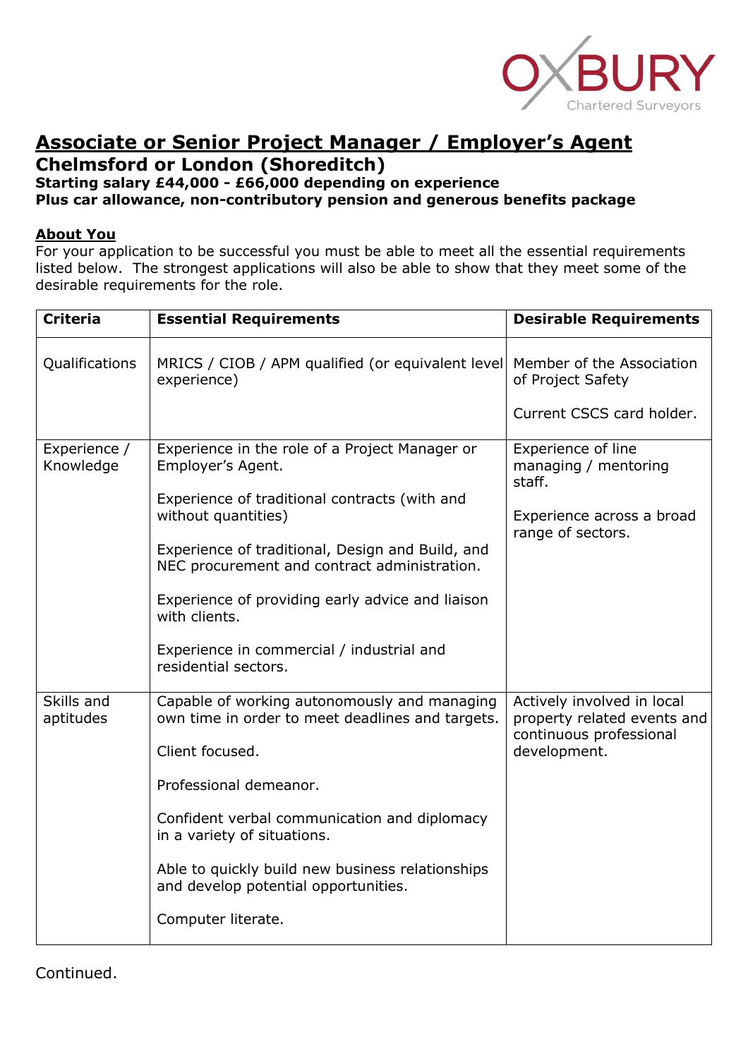OXBURY Chartered Surveyors

# Associate or Senior Project Manager / Employer's Agent

## Chelmsford or London (Shoreditch)

**Starting salary £44,000 - £66,000 depending on experience**
**Plus car allowance, non-contributory pension and generous benefits package**

**About You**

For your application to be successful you must be able to meet all the essential requirements listed below. The strongest applications will also be able to show that they meet some of the desirable requirements for the role.

| Criteria | Essential Requirements | Desirable Requirements |
|---|---|---|
| Qualifications | MRICS / CIOB / APM qualified (or equivalent level experience) | Member of the Association of Project Safety<br><br>Current CSCS card holder. |
| Experience / Knowledge | Experience in the role of a Project Manager or Employer's Agent.<br><br>Experience of traditional contracts (with and without quantities)<br><br>Experience of traditional, Design and Build, and NEC procurement and contract administration.<br><br>Experience of providing early advice and liaison with clients.<br><br>Experience in commercial / industrial and residential sectors. | Experience of line managing / mentoring staff.<br><br>Experience across a broad range of sectors. |
| Skills and aptitudes | Capable of working autonomously and managing own time in order to meet deadlines and targets.<br><br>Client focused.<br><br>Professional demeanor.<br><br>Confident verbal communication and diplomacy in a variety of situations.<br><br>Able to quickly build new business relationships and develop potential opportunities.<br><br>Computer literate. | Actively involved in local property related events and continuous professional development. |

Continued.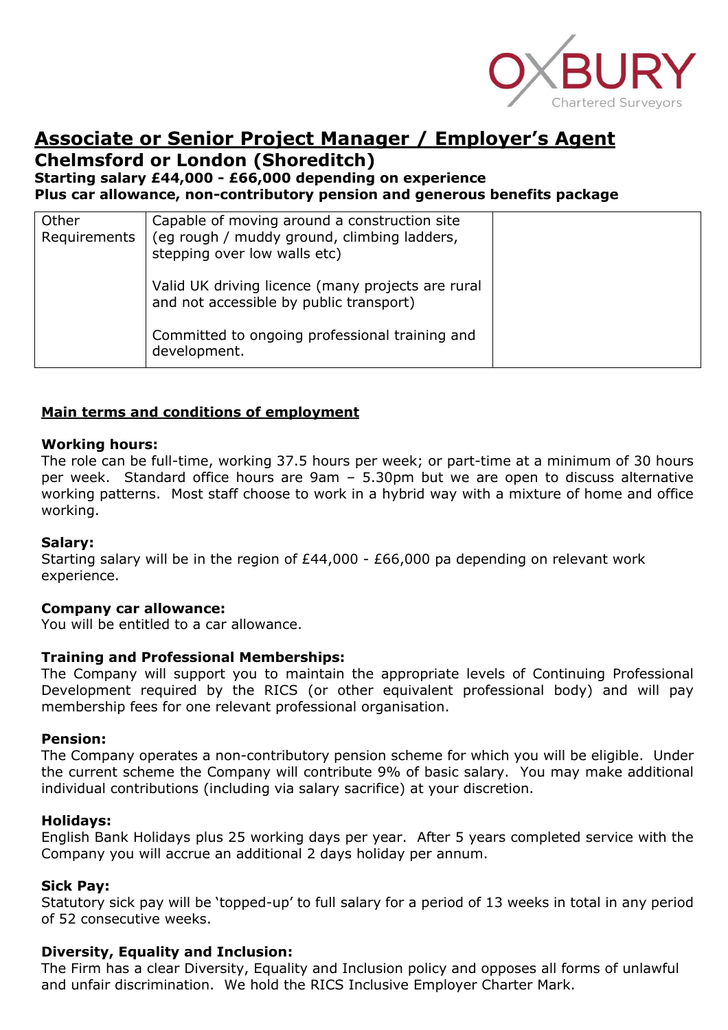# Associate or Senior Project Manager / Employer's Agent

## Chelmsford or London (Shoreditch)

**Starting salary £44,000 - £66,000 depending on experience**

**Plus car allowance, non-contributory pension and generous benefits package**

| Other Requirements | Capable of moving around a construction site (eg rough / muddy ground, climbing ladders, stepping over low walls etc)<br><br>Valid UK driving licence (many projects are rural and not accessible by public transport)<br><br>Committed to ongoing professional training and development. | |
|---|---|---|

**Main terms and conditions of employment**

**Working hours:**
The role can be full-time, working 37.5 hours per week; or part-time at a minimum of 30 hours per week. Standard office hours are 9am – 5.30pm but we are open to discuss alternative working patterns. Most staff choose to work in a hybrid way with a mixture of home and office working.

**Salary:**
Starting salary will be in the region of £44,000 - £66,000 pa depending on relevant work experience.

**Company car allowance:**
You will be entitled to a car allowance.

**Training and Professional Memberships:**
The Company will support you to maintain the appropriate levels of Continuing Professional Development required by the RICS (or other equivalent professional body) and will pay membership fees for one relevant professional organisation.

**Pension:**
The Company operates a non-contributory pension scheme for which you will be eligible. Under the current scheme the Company will contribute 9% of basic salary. You may make additional individual contributions (including via salary sacrifice) at your discretion.

**Holidays:**
English Bank Holidays plus 25 working days per year. After 5 years completed service with the Company you will accrue an additional 2 days holiday per annum.

**Sick Pay:**
Statutory sick pay will be 'topped-up' to full salary for a period of 13 weeks in total in any period of 52 consecutive weeks.

**Diversity, Equality and Inclusion:**
The Firm has a clear Diversity, Equality and Inclusion policy and opposes all forms of unlawful and unfair discrimination. We hold the RICS Inclusive Employer Charter Mark.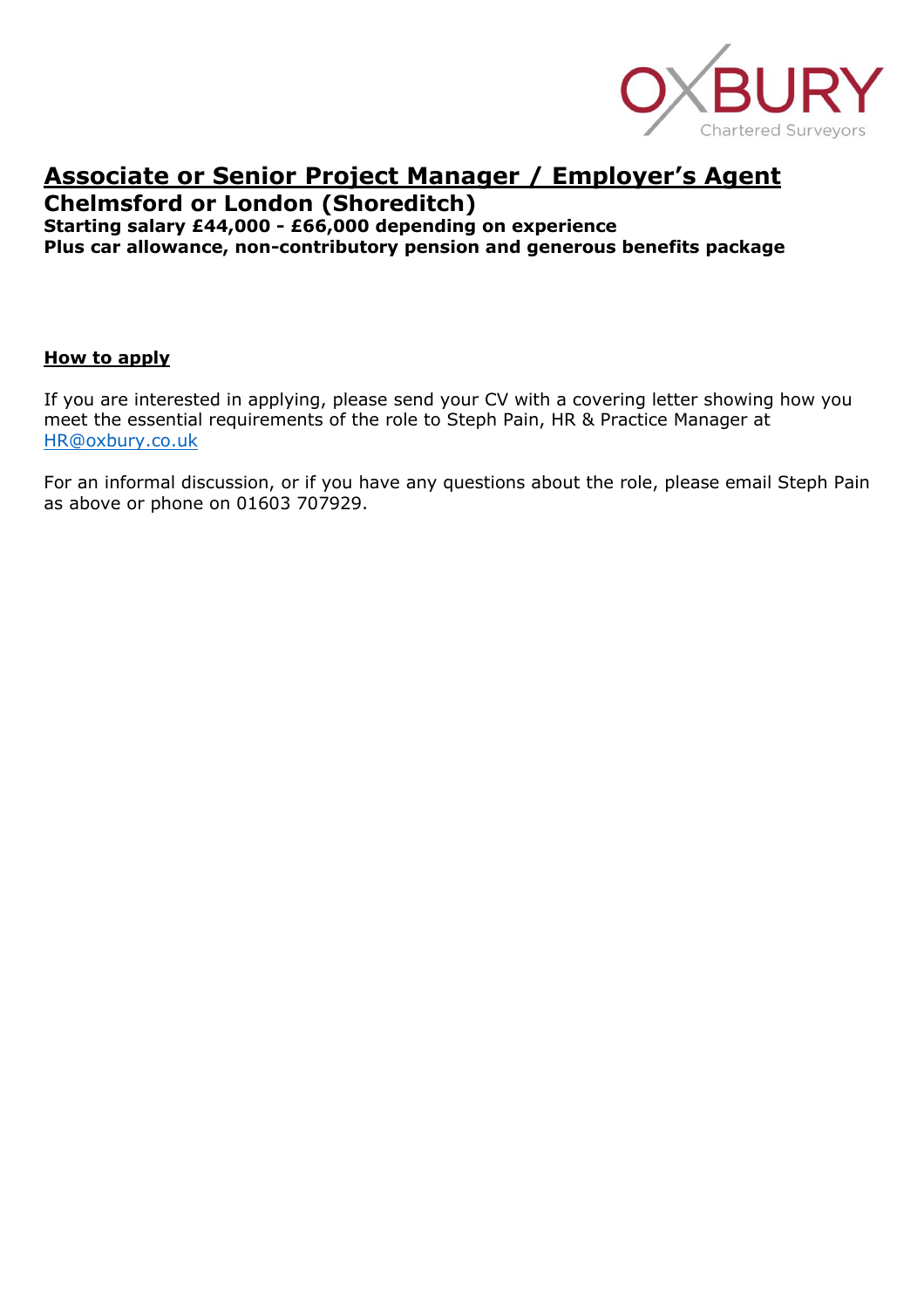# Associate or Senior Project Manager / Employer's Agent

## Chelmsford or London (Shoreditch)

**Starting salary £44,000 - £66,000 depending on experience**
**Plus car allowance, non-contributory pension and generous benefits package**

## How to apply

If you are interested in applying, please send your CV with a covering letter showing how you meet the essential requirements of the role to Steph Pain, HR & Practice Manager at HR@oxbury.co.uk

For an informal discussion, or if you have any questions about the role, please email Steph Pain as above or phone on 01603 707929.